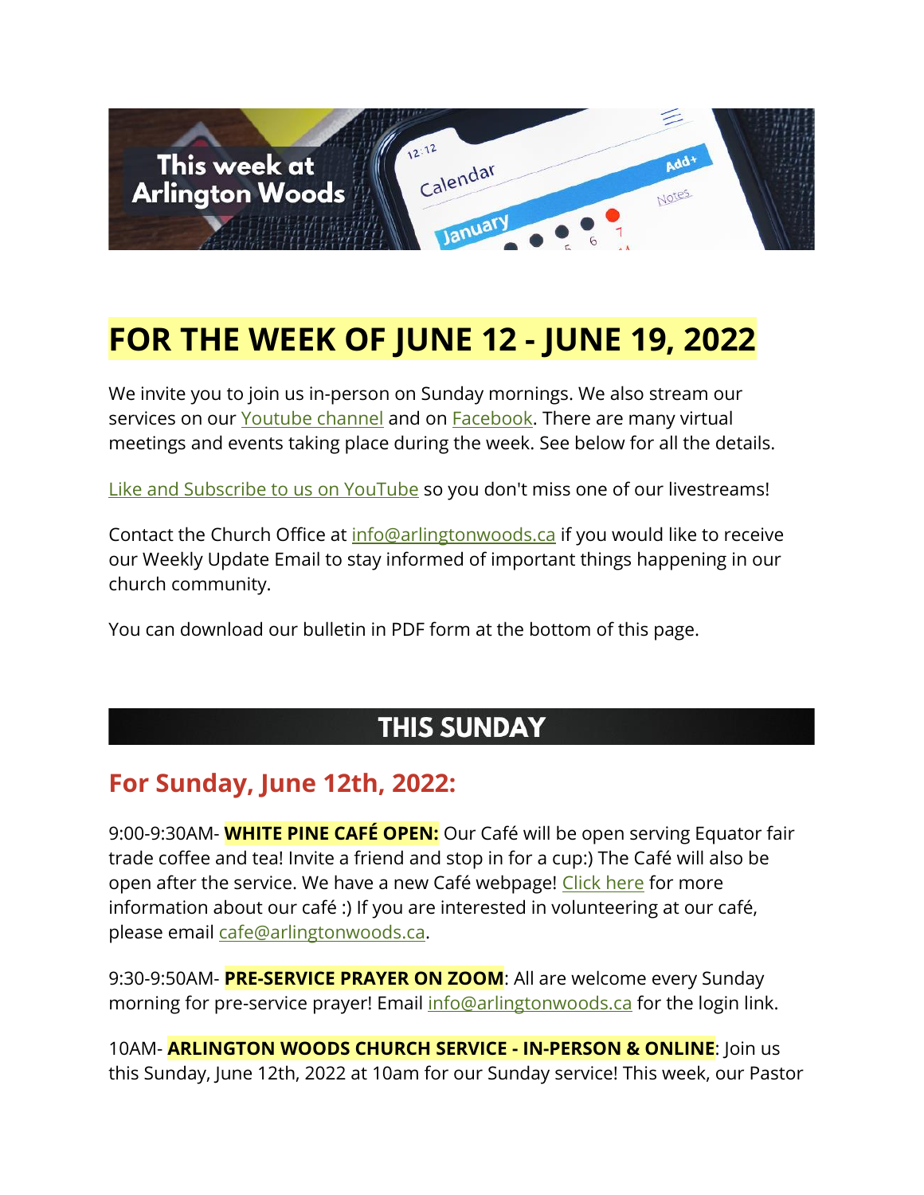# FOR THE WEEK OF JUNE 12 - JUNE 19, 2022

We invite you to join us in-person on Sunday mornings. We also stream our services on our Youtube channel and on Facebook. There are many virtual meetings and events taking place during the week. See below for all the details.

Like and Subscribe to us on YouTube so you don't miss one of our livestreams!

Contact the Church Office at info@arlingtonwoods.ca if you would like to receive our Weekly Update Email to stay informed of important things happening in our church community.

You can download our bulletin in PDF form at the bottom of this page.

## THIS SUNDAY

### For Sunday, June 12th, 2022:

9:00-9:30AM- **WHITE PINE CAFÉ OPEN:** Our Café will be open serving Equator fair trade coffee and tea! Invite a friend and stop in for a cup:) The Café will also be open after the service. We have a new Café webpage! Click here for more information about our café :) If you are interested in volunteering at our café, please email cafe@arlingtonwoods.ca.

9:30-9:50AM- **PRE-SERVICE PRAYER ON ZOOM**: All are welcome every Sunday morning for pre-service prayer! Email info@arlingtonwoods.ca for the login link.

10AM- **ARLINGTON WOODS CHURCH SERVICE - IN-PERSON & ONLINE**: Join us this Sunday, June 12th, 2022 at 10am for our Sunday service! This week, our Pastor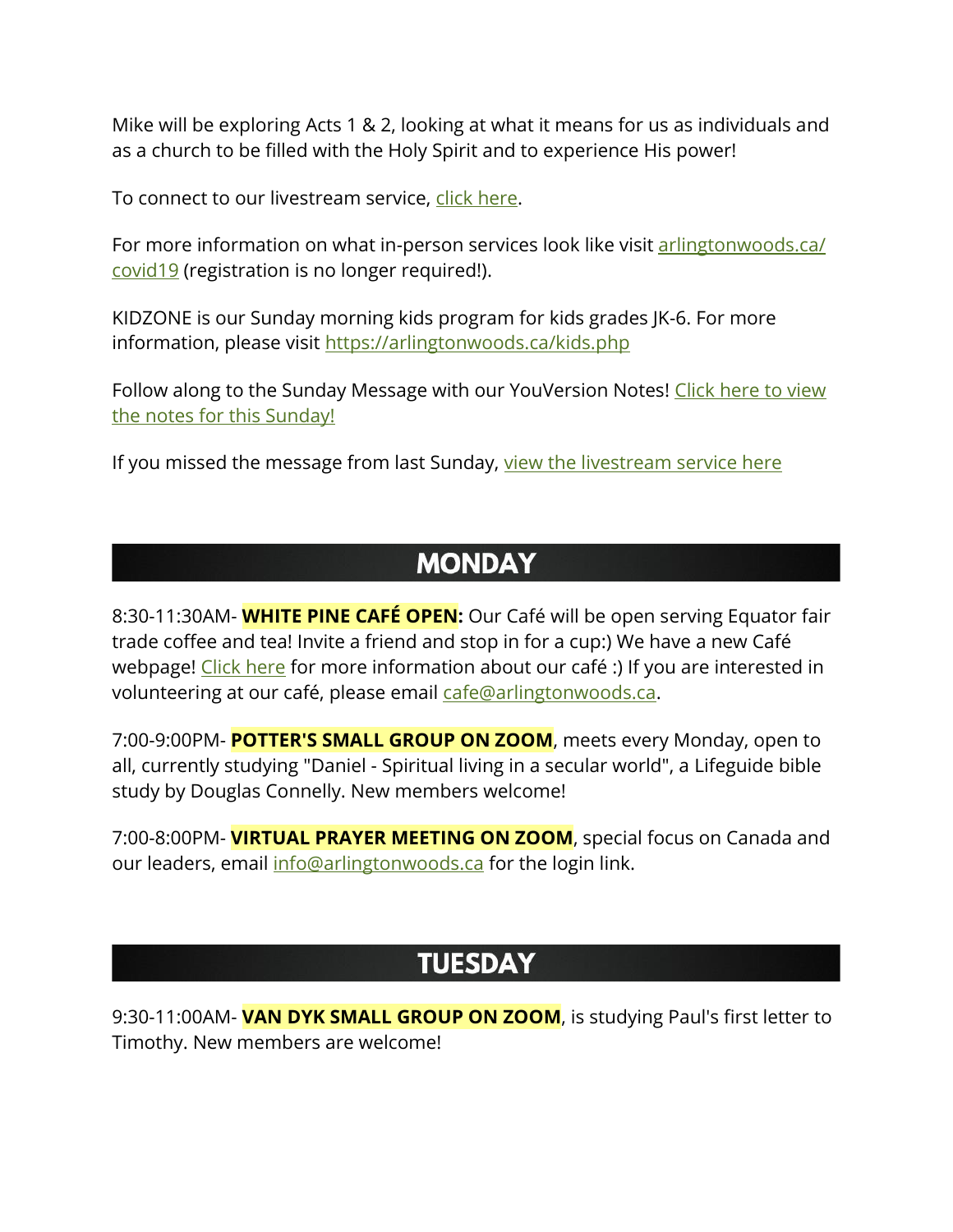Mike will be exploring Acts 1 & 2, looking at what it means for us as individuals and as a church to be filled with the Holy Spirit and to experience His power!

To connect to our livestream service, click here.

For more information on what in-person services look like visit arlingtonwoods.ca/covid19 (registration is no longer required!).

KIDZONE is our Sunday morning kids program for kids grades JK-6. For more information, please visit https://arlingtonwoods.ca/kids.php

Follow along to the Sunday Message with our YouVersion Notes! Click here to view the notes for this Sunday!

If you missed the message from last Sunday, view the livestream service here

## MONDAY

8:30-11:30AM- **WHITE PINE CAFÉ OPEN:** Our Café will be open serving Equator fair trade coffee and tea! Invite a friend and stop in for a cup:) We have a new Café webpage! Click here for more information about our café :) If you are interested in volunteering at our café, please email cafe@arlingtonwoods.ca.

7:00-9:00PM- **POTTER'S SMALL GROUP ON ZOOM**, meets every Monday, open to all, currently studying "Daniel - Spiritual living in a secular world", a Lifeguide bible study by Douglas Connelly. New members welcome!

7:00-8:00PM- **VIRTUAL PRAYER MEETING ON ZOOM**, special focus on Canada and our leaders, email info@arlingtonwoods.ca for the login link.

## TUESDAY

9:30-11:00AM- **VAN DYK SMALL GROUP ON ZOOM**, is studying Paul's first letter to Timothy. New members are welcome!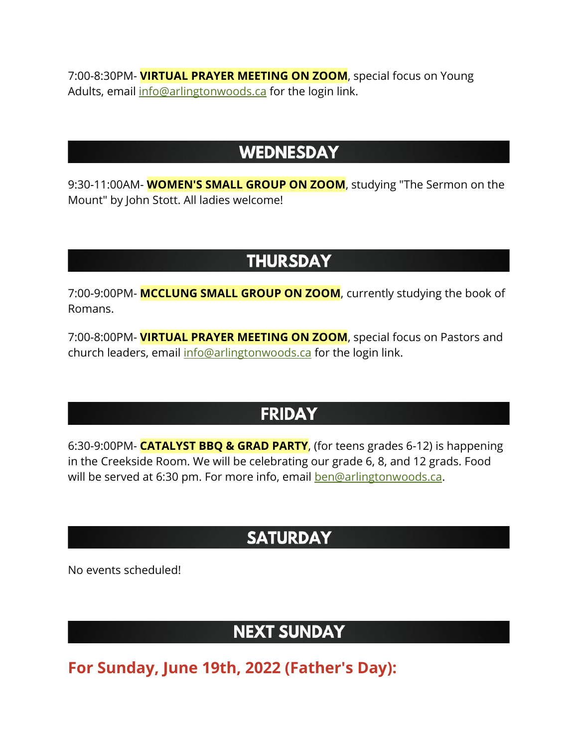7:00-8:30PM- **VIRTUAL PRAYER MEETING ON ZOOM**, special focus on Young Adults, email info@arlingtonwoods.ca for the login link.

## WEDNESDAY

9:30-11:00AM- **WOMEN'S SMALL GROUP ON ZOOM**, studying "The Sermon on the Mount" by John Stott. All ladies welcome!

## THURSDAY

7:00-9:00PM- **MCCLUNG SMALL GROUP ON ZOOM**, currently studying the book of Romans.

7:00-8:00PM- **VIRTUAL PRAYER MEETING ON ZOOM**, special focus on Pastors and church leaders, email info@arlingtonwoods.ca for the login link.

## FRIDAY

6:30-9:00PM- **CATALYST BBQ & GRAD PARTY**, (for teens grades 6-12) is happening in the Creekside Room. We will be celebrating our grade 6, 8, and 12 grads. Food will be served at 6:30 pm. For more info, email ben@arlingtonwoods.ca.

## SATURDAY

No events scheduled!

## NEXT SUNDAY

### For Sunday, June 19th, 2022 (Father's Day):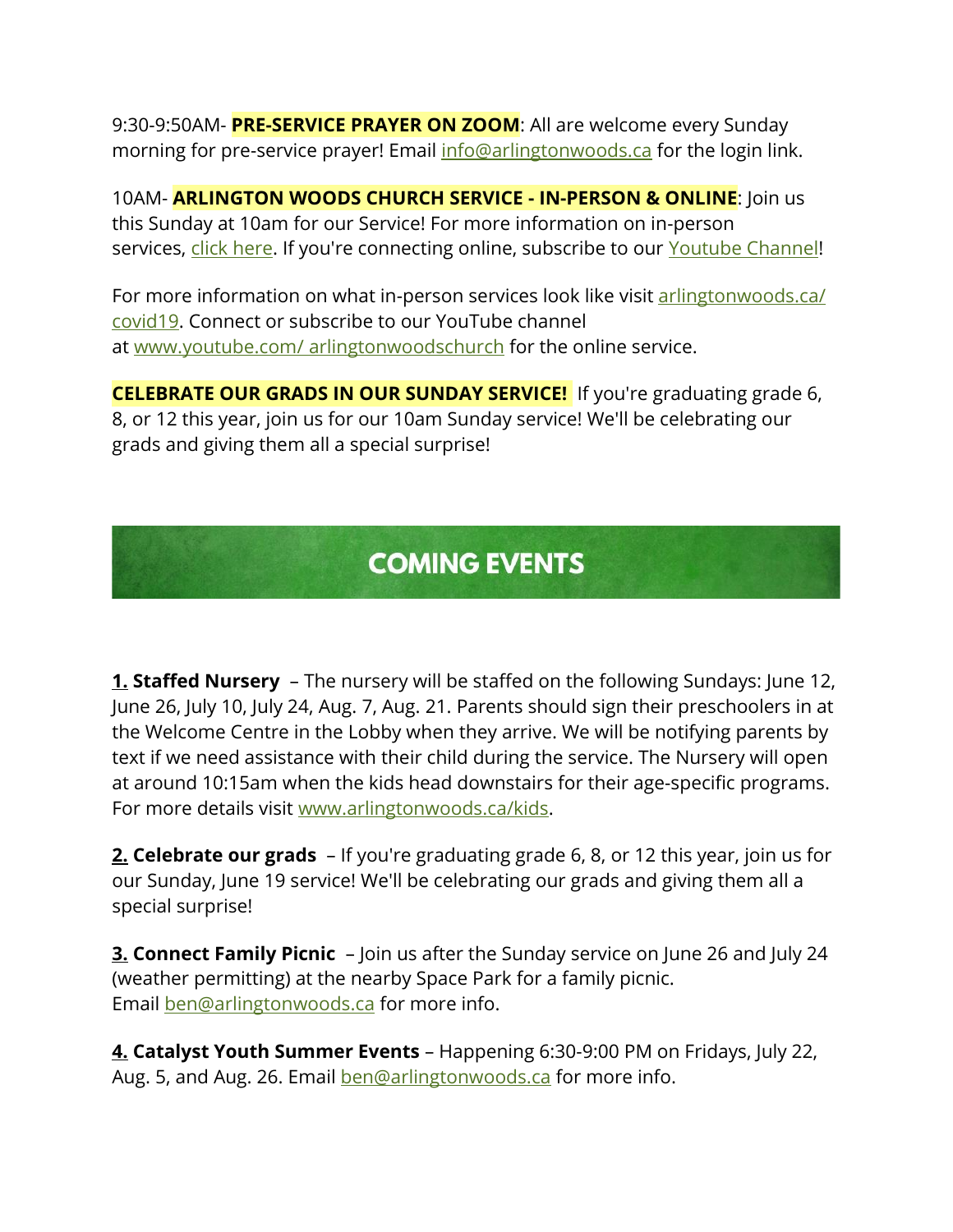9:30-9:50AM- **PRE-SERVICE PRAYER ON ZOOM**: All are welcome every Sunday morning for pre-service prayer! Email info@arlingtonwoods.ca for the login link.

10AM- **ARLINGTON WOODS CHURCH SERVICE - IN-PERSON & ONLINE**: Join us this Sunday at 10am for our Service! For more information on in-person services, click here. If you're connecting online, subscribe to our Youtube Channel!

For more information on what in-person services look like visit arlingtonwoods.ca/covid19. Connect or subscribe to our YouTube channel at www.youtube.com/ arlingtonwoodschurch for the online service.

**CELEBRATE OUR GRADS IN OUR SUNDAY SERVICE!** If you're graduating grade 6, 8, or 12 this year, join us for our 10am Sunday service! We'll be celebrating our grads and giving them all a special surprise!

## COMING EVENTS

**1. Staffed Nursery** – The nursery will be staffed on the following Sundays: June 12, June 26, July 10, July 24, Aug. 7, Aug. 21. Parents should sign their preschoolers in at the Welcome Centre in the Lobby when they arrive. We will be notifying parents by text if we need assistance with their child during the service. The Nursery will open at around 10:15am when the kids head downstairs for their age-specific programs. For more details visit www.arlingtonwoods.ca/kids.

**2. Celebrate our grads** – If you're graduating grade 6, 8, or 12 this year, join us for our Sunday, June 19 service! We'll be celebrating our grads and giving them all a special surprise!

**3. Connect Family Picnic** – Join us after the Sunday service on June 26 and July 24 (weather permitting) at the nearby Space Park for a family picnic. Email ben@arlingtonwoods.ca for more info.

**4. Catalyst Youth Summer Events** – Happening 6:30-9:00 PM on Fridays, July 22, Aug. 5, and Aug. 26. Email ben@arlingtonwoods.ca for more info.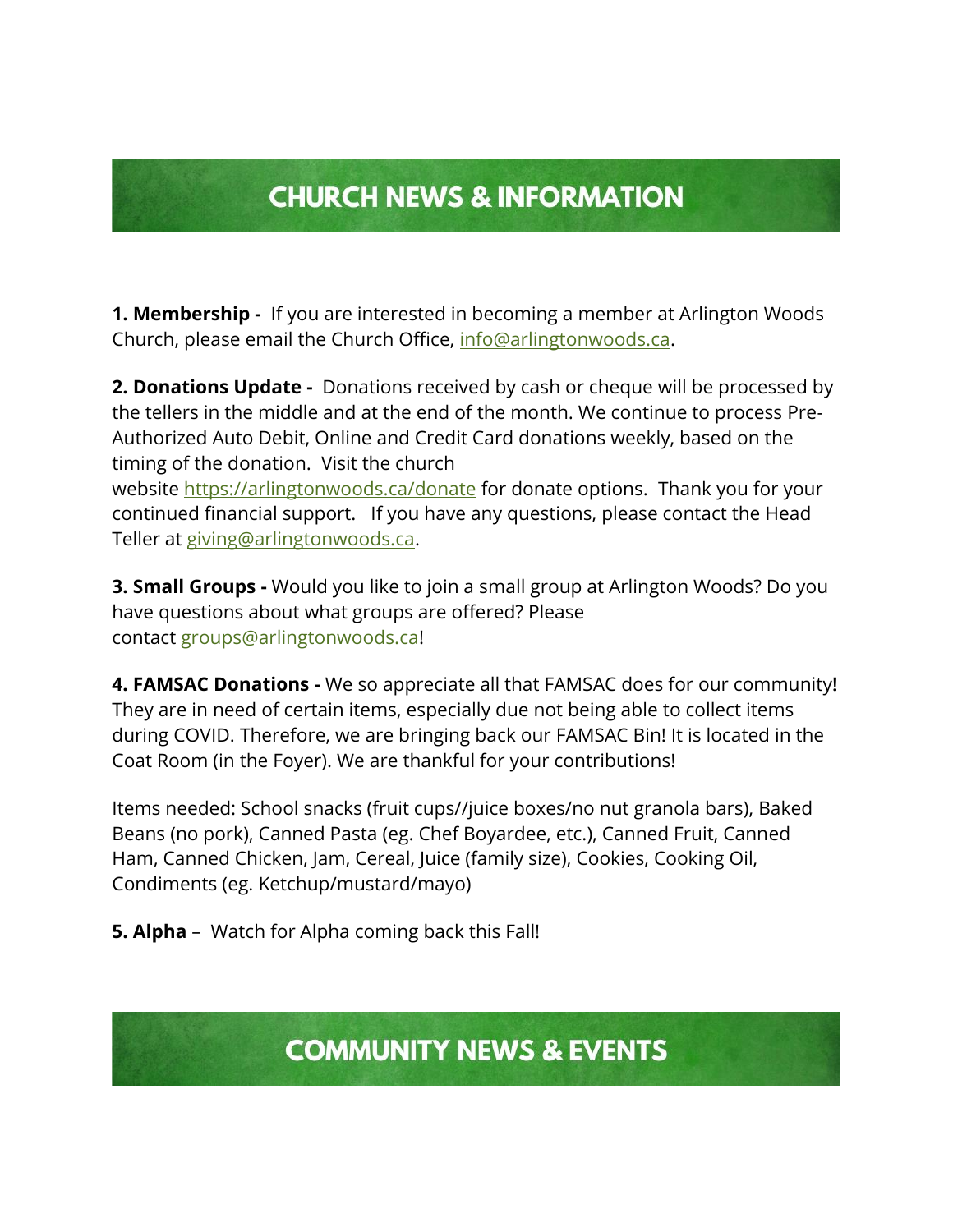## CHURCH NEWS & INFORMATION

**1. Membership -** If you are interested in becoming a member at Arlington Woods Church, please email the Church Office, info@arlingtonwoods.ca.

**2. Donations Update -** Donations received by cash or cheque will be processed by the tellers in the middle and at the end of the month. We continue to process Pre-Authorized Auto Debit, Online and Credit Card donations weekly, based on the timing of the donation. Visit the church website https://arlingtonwoods.ca/donate for donate options. Thank you for your continued financial support. If you have any questions, please contact the Head Teller at giving@arlingtonwoods.ca.

**3. Small Groups -** Would you like to join a small group at Arlington Woods? Do you have questions about what groups are offered? Please contact groups@arlingtonwoods.ca!

**4. FAMSAC Donations -** We so appreciate all that FAMSAC does for our community! They are in need of certain items, especially due not being able to collect items during COVID. Therefore, we are bringing back our FAMSAC Bin! It is located in the Coat Room (in the Foyer). We are thankful for your contributions!

Items needed: School snacks (fruit cups//juice boxes/no nut granola bars), Baked Beans (no pork), Canned Pasta (eg. Chef Boyardee, etc.), Canned Fruit, Canned Ham, Canned Chicken, Jam, Cereal, Juice (family size), Cookies, Cooking Oil, Condiments (eg. Ketchup/mustard/mayo)

**5. Alpha** – Watch for Alpha coming back this Fall!

## COMMUNITY NEWS & EVENTS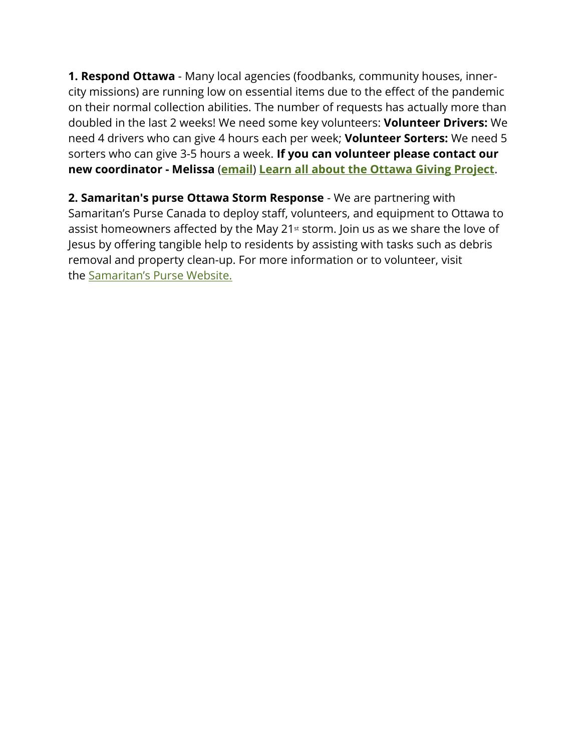**1. Respond Ottawa** - Many local agencies (foodbanks, community houses, inner-city missions) are running low on essential items due to the effect of the pandemic on their normal collection abilities. The number of requests has actually more than doubled in the last 2 weeks! We need some key volunteers: **Volunteer Drivers:** We need 4 drivers who can give 4 hours each per week; **Volunteer Sorters:** We need 5 sorters who can give 3-5 hours a week. **If you can volunteer please contact our new coordinator - Melissa** (**email**) **Learn all about the Ottawa Giving Project**.

**2. Samaritan's purse Ottawa Storm Response** - We are partnering with Samaritan's Purse Canada to deploy staff, volunteers, and equipment to Ottawa to assist homeowners affected by the May 21st storm. Join us as we share the love of Jesus by offering tangible help to residents by assisting with tasks such as debris removal and property clean-up. For more information or to volunteer, visit the Samaritan's Purse Website.